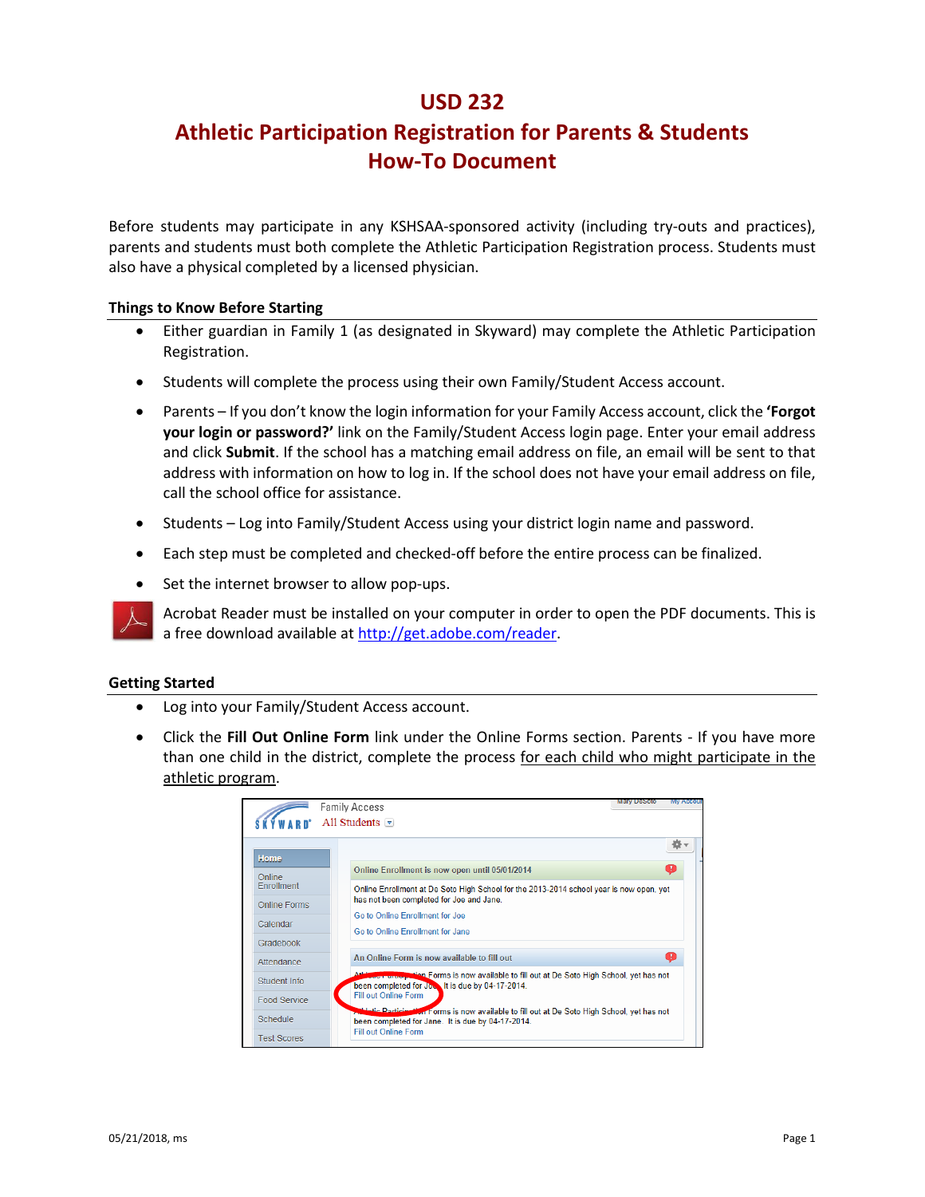# USD 232
# Athletic Participation Registration for Parents & Students
# How-To Document

Before students may participate in any KSHSAA-sponsored activity (including try-outs and practices), parents and students must both complete the Athletic Participation Registration process. Students must also have a physical completed by a licensed physician.

## Things to Know Before Starting

- Either guardian in Family 1 (as designated in Skyward) may complete the Athletic Participation Registration.
- Students will complete the process using their own Family/Student Access account.
- Parents – If you don't know the login information for your Family Access account, click the **'Forgot your login or password?'** link on the Family/Student Access login page. Enter your email address and click **Submit**. If the school has a matching email address on file, an email will be sent to that address with information on how to log in. If the school does not have your email address on file, call the school office for assistance.
- Students – Log into Family/Student Access using your district login name and password.
- Each step must be completed and checked-off before the entire process can be finalized.
- Set the internet browser to allow pop-ups.

Acrobat Reader must be installed on your computer in order to open the PDF documents. This is a free download available at http://get.adobe.com/reader.

## Getting Started

- Log into your Family/Student Access account.
- Click the **Fill Out Online Form** link under the Online Forms section. Parents - If you have more than one child in the district, complete the process for each child who might participate in the athletic program.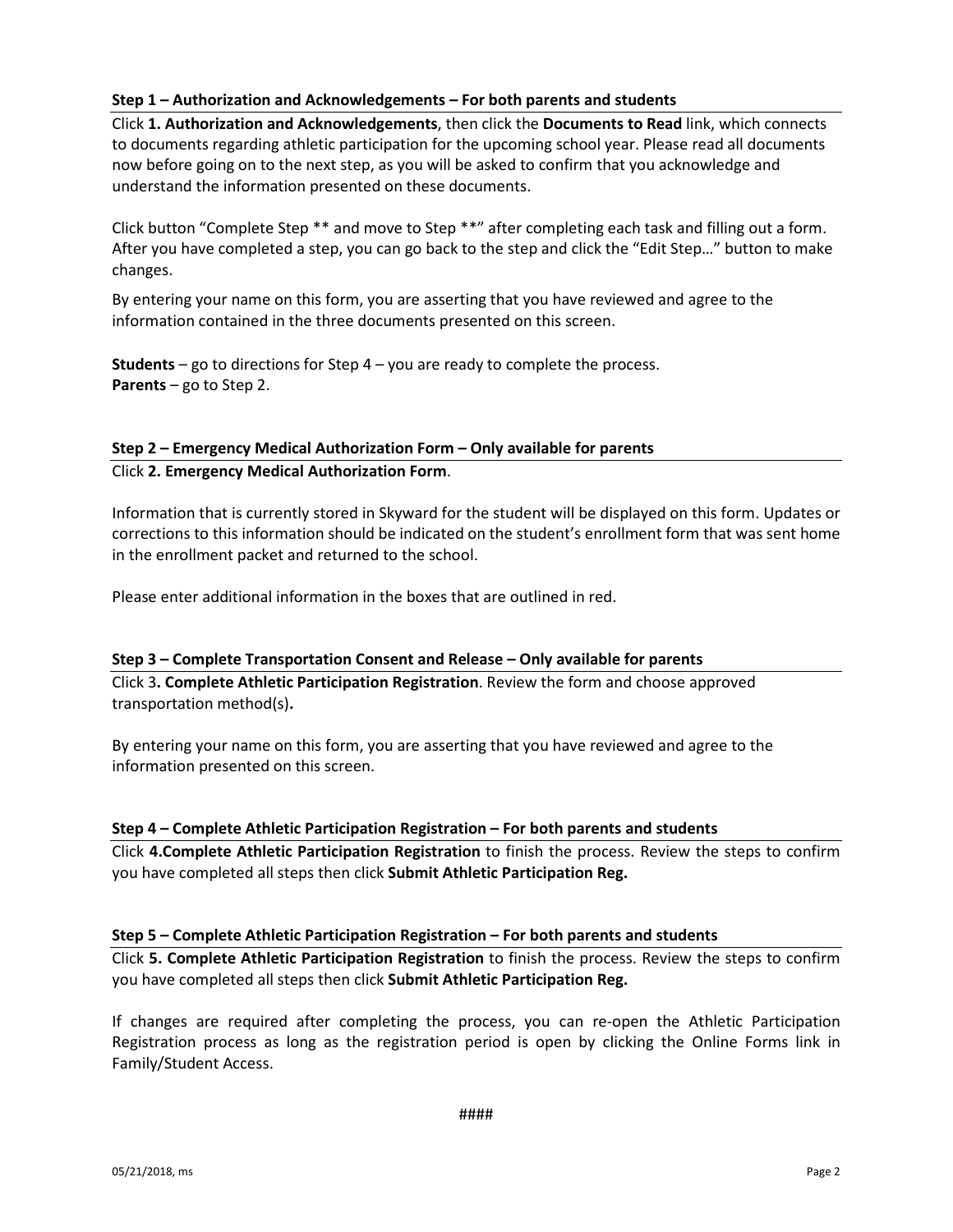### Step 1 – Authorization and Acknowledgements – For both parents and students

Click **1. Authorization and Acknowledgements**, then click the **Documents to Read** link, which connects to documents regarding athletic participation for the upcoming school year. Please read all documents now before going on to the next step, as you will be asked to confirm that you acknowledge and understand the information presented on these documents.

Click button "Complete Step ** and move to Step **" after completing each task and filling out a form. After you have completed a step, you can go back to the step and click the "Edit Step…" button to make changes.

By entering your name on this form, you are asserting that you have reviewed and agree to the information contained in the three documents presented on this screen.

**Students** – go to directions for Step 4 – you are ready to complete the process.
**Parents** – go to Step 2.

### Step 2 – Emergency Medical Authorization Form – Only available for parents

Click **2. Emergency Medical Authorization Form**.

Information that is currently stored in Skyward for the student will be displayed on this form. Updates or corrections to this information should be indicated on the student's enrollment form that was sent home in the enrollment packet and returned to the school.

Please enter additional information in the boxes that are outlined in red.

### Step 3 – Complete Transportation Consent and Release – Only available for parents

Click 3**. Complete Athletic Participation Registration**. Review the form and choose approved transportation method(s)**.**

By entering your name on this form, you are asserting that you have reviewed and agree to the information presented on this screen.

### Step 4 – Complete Athletic Participation Registration – For both parents and students

Click **4.Complete Athletic Participation Registration** to finish the process. Review the steps to confirm you have completed all steps then click **Submit Athletic Participation Reg.**

### Step 5 – Complete Athletic Participation Registration – For both parents and students

Click **5. Complete Athletic Participation Registration** to finish the process. Review the steps to confirm you have completed all steps then click **Submit Athletic Participation Reg.**

If changes are required after completing the process, you can re-open the Athletic Participation Registration process as long as the registration period is open by clicking the Online Forms link in Family/Student Access.

####

05/21/2018, ms